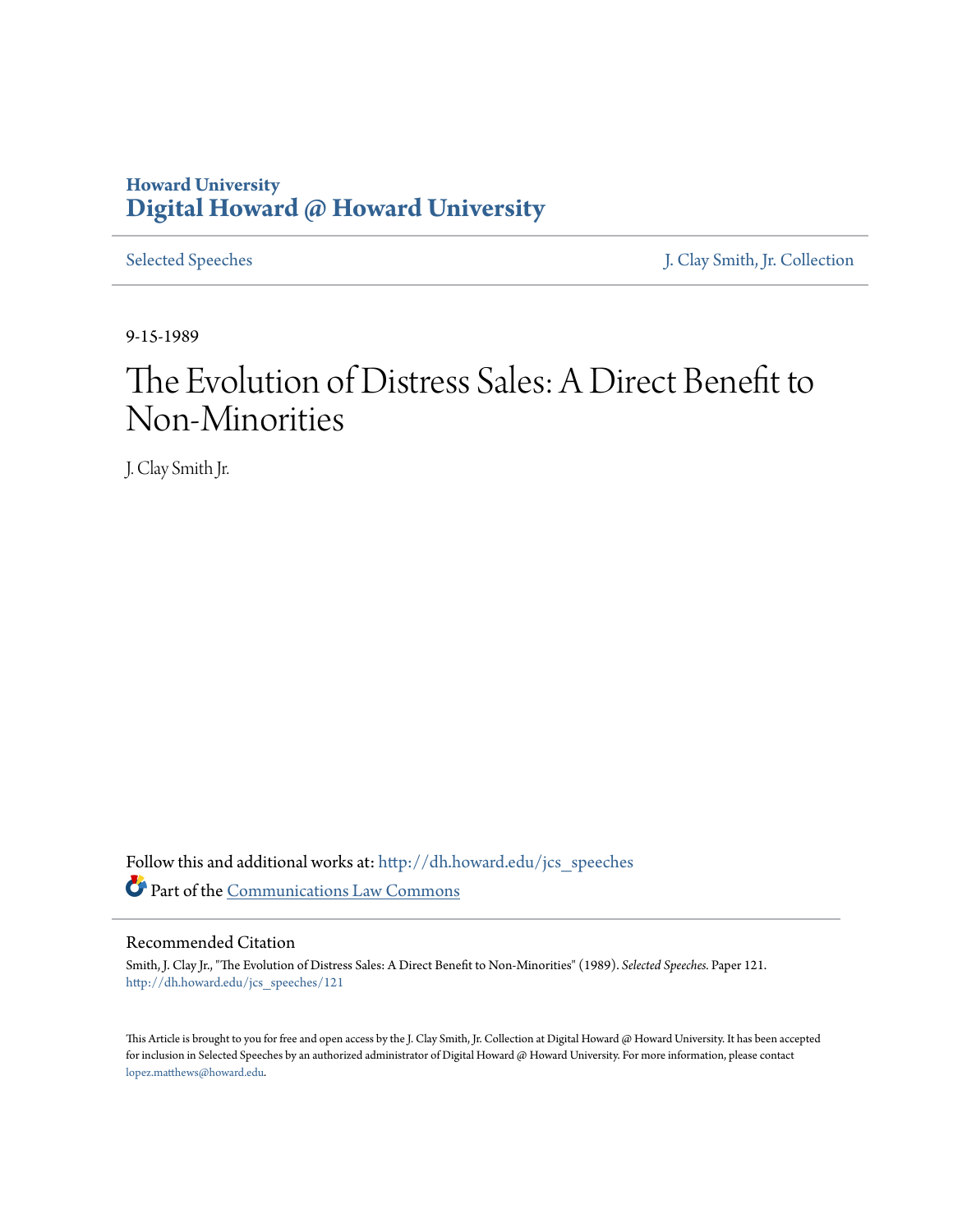Howard University
**Digital Howard @ Howard University**

Selected Speeches | J. Clay Smith, Jr. Collection

9-15-1989

# The Evolution of Distress Sales: A Direct Benefit to Non-Minorities

J. Clay Smith Jr.

Follow this and additional works at: http://dh.howard.edu/jcs_speeches

Part of the Communications Law Commons

## Recommended Citation

Smith, J. Clay Jr., "The Evolution of Distress Sales: A Direct Benefit to Non-Minorities" (1989). *Selected Speeches.* Paper 121.
http://dh.howard.edu/jcs_speeches/121

This Article is brought to you for free and open access by the J. Clay Smith, Jr. Collection at Digital Howard @ Howard University. It has been accepted for inclusion in Selected Speeches by an authorized administrator of Digital Howard @ Howard University. For more information, please contact lopez.matthews@howard.edu.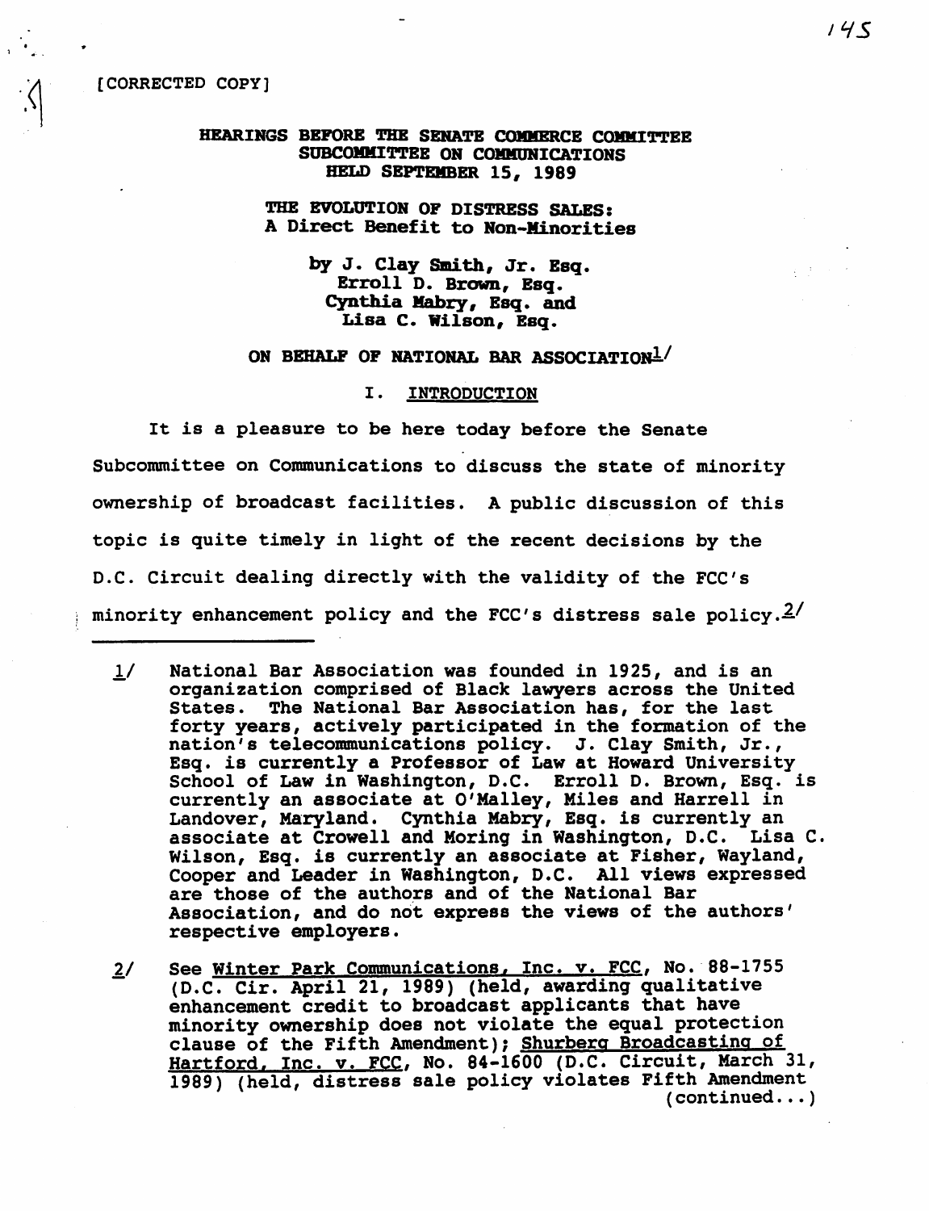[CORRECTED COPY]

**HEARINGS BEFORE THE SENATE COMMERCE COMMITTEE SUBCOMMITTEE ON COMMUNICATIONS HELD SEPTEMBER 15, 1989**

**THE EVOLUTION OF DISTRESS SALES: A Direct Benefit to Non-Minorities**

**by J. Clay Smith, Jr. Esq. Erroll D. Brown, Esq. Cynthia Mabry, Esq. and Lisa C. Wilson, Esq.**

**ON BEHALF OF NATIONAL BAR ASSOCIATION[1]**

## I. INTRODUCTION

It is a pleasure to be here today before the Senate Subcommittee on Communications to discuss the state of minority ownership of broadcast facilities. A public discussion of this topic is quite timely in light of the recent decisions by the D.C. Circuit dealing directly with the validity of the FCC's minority enhancement policy and the FCC's distress sale policy.[2]

---

1/ National Bar Association was founded in 1925, and is an organization comprised of Black lawyers across the United States. The National Bar Association has, for the last forty years, actively participated in the formation of the nation's telecommunications policy. J. Clay Smith, Jr., Esq. is currently a Professor of Law at Howard University School of Law in Washington, D.C. Erroll D. Brown, Esq. is currently an associate at O'Malley, Miles and Harrell in Landover, Maryland. Cynthia Mabry, Esq. is currently an associate at Crowell and Moring in Washington, D.C. Lisa C. Wilson, Esq. is currently an associate at Fisher, Wayland, Cooper and Leader in Washington, D.C. All views expressed are those of the authors and of the National Bar Association, and do not express the views of the authors' respective employers.

2/ See Winter Park Communications, Inc. v. FCC, No. 88-1755 (D.C. Cir. April 21, 1989) (held, awarding qualitative enhancement credit to broadcast applicants that have minority ownership does not violate the equal protection clause of the Fifth Amendment); Shurberg Broadcasting of Hartford, Inc. v. FCC, No. 84-1600 (D.C. Circuit, March 31, 1989) (held, distress sale policy violates Fifth Amendment (continued...)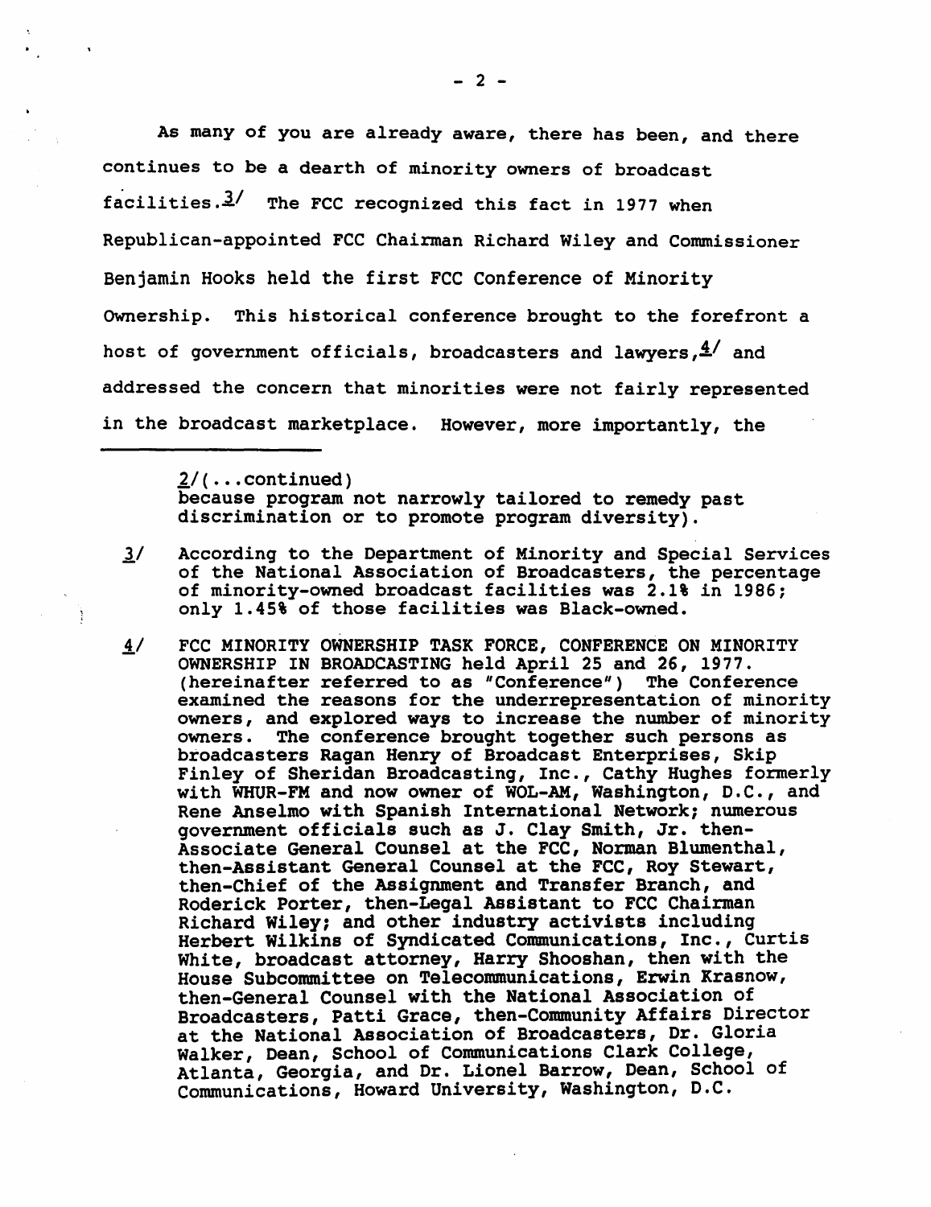As many of you are already aware, there has been, and there continues to be a dearth of minority owners of broadcast facilities.[3] The FCC recognized this fact in 1977 when Republican-appointed FCC Chairman Richard Wiley and Commissioner Benjamin Hooks held the first FCC Conference of Minority Ownership. This historical conference brought to the forefront a host of government officials, broadcasters and lawyers,[4] and addressed the concern that minorities were not fairly represented in the broadcast marketplace. However, more importantly, the

---

2/(...continued) because program not narrowly tailored to remedy past discrimination or to promote program diversity).

3/ According to the Department of Minority and Special Services of the National Association of Broadcasters, the percentage of minority-owned broadcast facilities was 2.1% in 1986; only 1.45% of those facilities was Black-owned.

4/ FCC MINORITY OWNERSHIP TASK FORCE, CONFERENCE ON MINORITY OWNERSHIP IN BROADCASTING held April 25 and 26, 1977. (hereinafter referred to as "Conference") The Conference examined the reasons for the underrepresentation of minority owners, and explored ways to increase the number of minority owners. The conference brought together such persons as broadcasters Ragan Henry of Broadcast Enterprises, Skip Finley of Sheridan Broadcasting, Inc., Cathy Hughes formerly with WHUR-FM and now owner of WOL-AM, Washington, D.C., and Rene Anselmo with Spanish International Network; numerous government officials such as J. Clay Smith, Jr. then-Associate General Counsel at the FCC, Norman Blumenthal, then-Assistant General Counsel at the FCC, Roy Stewart, then-Chief of the Assignment and Transfer Branch, and Roderick Porter, then-Legal Assistant to FCC Chairman Richard Wiley; and other industry activists including Herbert Wilkins of Syndicated Communications, Inc., Curtis White, broadcast attorney, Harry Shooshan, then with the House Subcommittee on Telecommunications, Erwin Krasnow, then-General Counsel with the National Association of Broadcasters, Patti Grace, then-Community Affairs Director at the National Association of Broadcasters, Dr. Gloria Walker, Dean, School of Communications Clark College, Atlanta, Georgia, and Dr. Lionel Barrow, Dean, School of Communications, Howard University, Washington, D.C.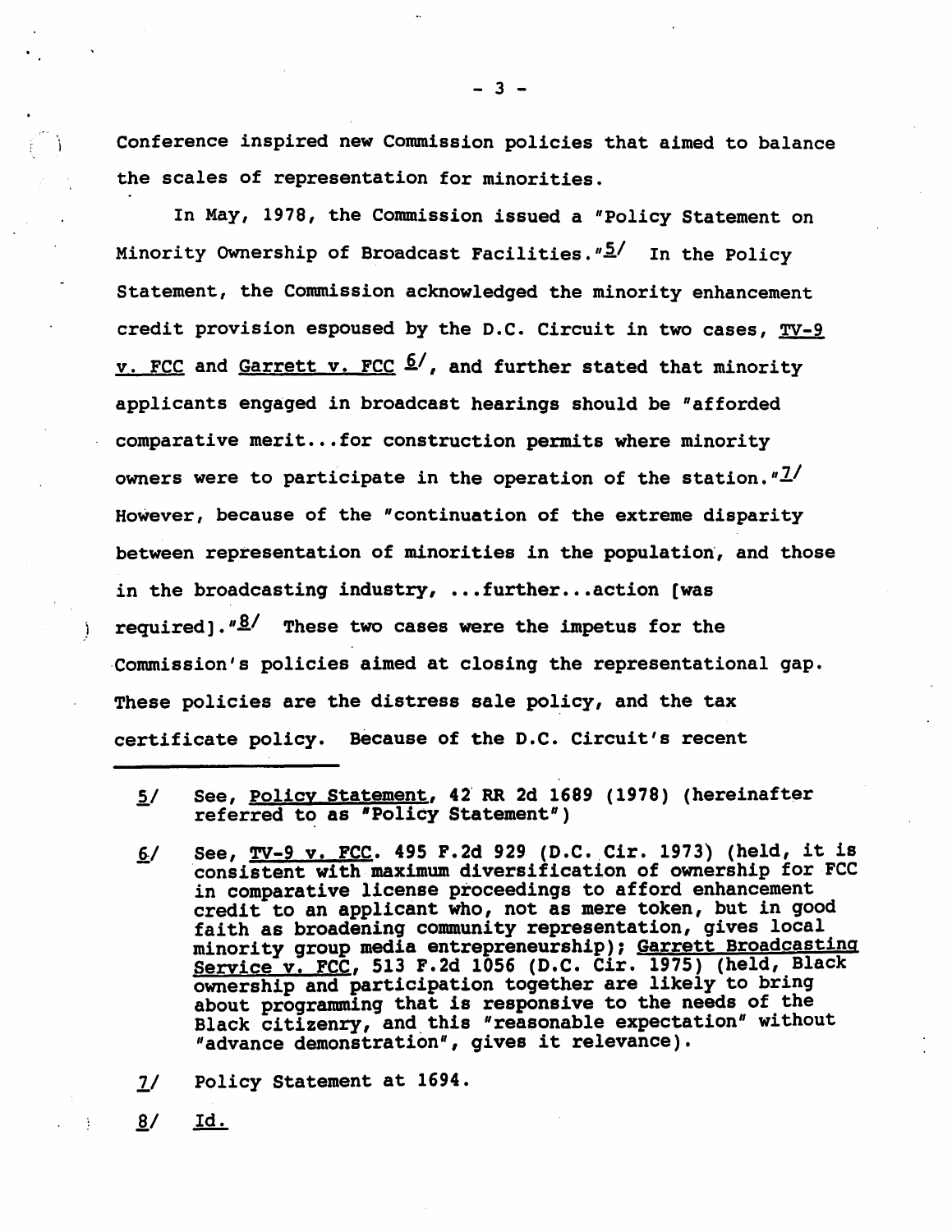Conference inspired new Commission policies that aimed to balance the scales of representation for minorities.

In May, 1978, the Commission issued a "Policy Statement on Minority Ownership of Broadcast Facilities."[5] In the Policy Statement, the Commission acknowledged the minority enhancement credit provision espoused by the D.C. Circuit in two cases, <u>TV-9 v. FCC</u> and <u>Garrett v. FCC</u> [6], and further stated that minority applicants engaged in broadcast hearings should be "afforded comparative merit...for construction permits where minority owners were to participate in the operation of the station."[7] However, because of the "continuation of the extreme disparity between representation of minorities in the population, and those in the broadcasting industry, ...further...action [was required]."[8] These two cases were the impetus for the Commission's policies aimed at closing the representational gap. These policies are the distress sale policy, and the tax certificate policy. Because of the D.C. Circuit's recent

---

5/ See, <u>Policy Statement</u>, 42 RR 2d 1689 (1978) (hereinafter referred to as "Policy Statement")

6/ See, <u>TV-9 v. FCC</u>. 495 F.2d 929 (D.C. Cir. 1973) (held, it is consistent with maximum diversification of ownership for FCC in comparative license proceedings to afford enhancement credit to an applicant who, not as mere token, but in good faith as broadening community representation, gives local minority group media entrepreneurship); <u>Garrett Broadcasting Service v. FCC</u>, 513 F.2d 1056 (D.C. Cir. 1975) (held, Black ownership and participation together are likely to bring about programming that is responsive to the needs of the Black citizenry, and this "reasonable expectation" without "advance demonstration", gives it relevance).

7/ Policy Statement at 1694.

8/ <u>Id.</u>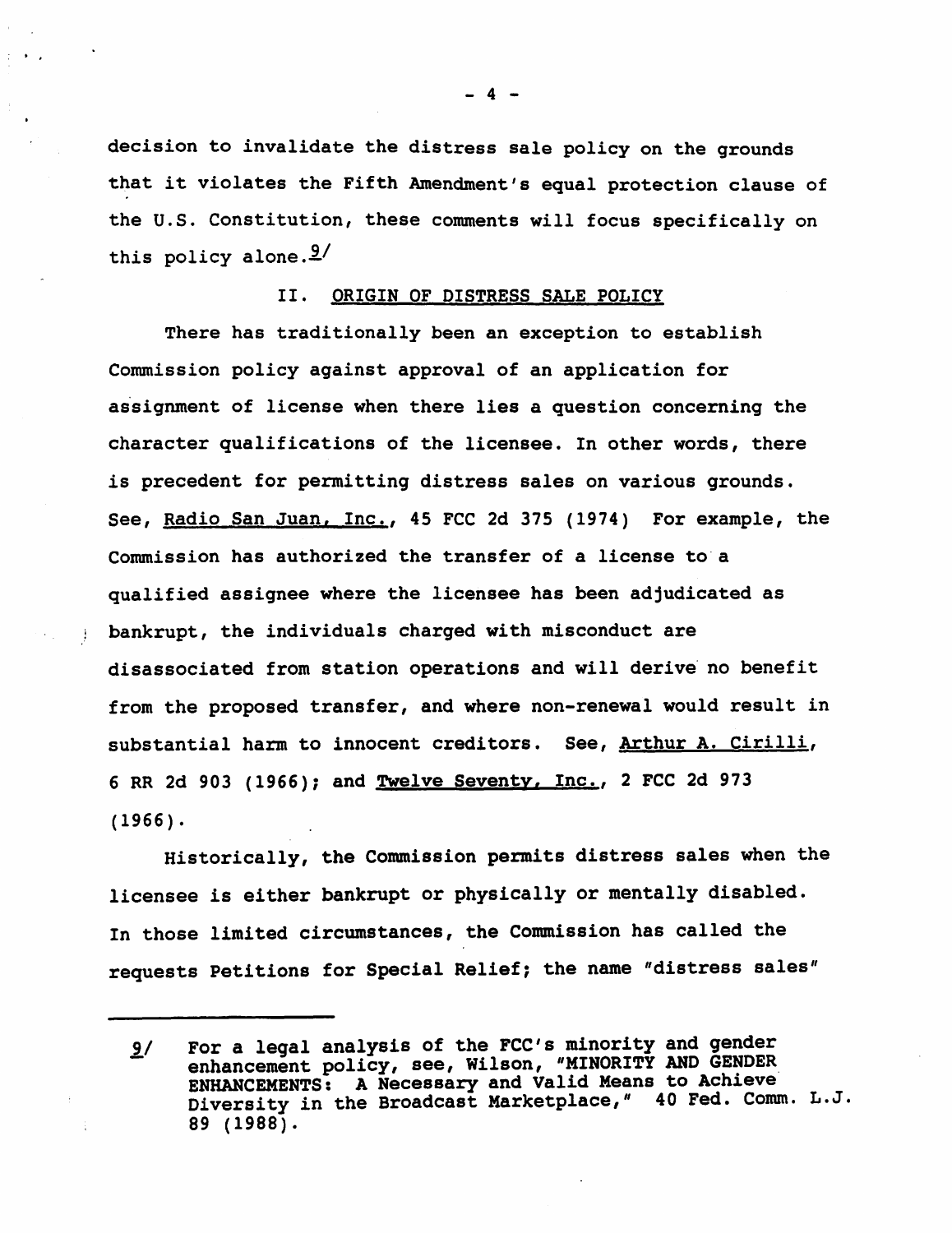decision to invalidate the distress sale policy on the grounds that it violates the Fifth Amendment's equal protection clause of the U.S. Constitution, these comments will focus specifically on this policy alone.[9]

## II. ORIGIN OF DISTRESS SALE POLICY

There has traditionally been an exception to establish Commission policy against approval of an application for assignment of license when there lies a question concerning the character qualifications of the licensee. In other words, there is precedent for permitting distress sales on various grounds. See, Radio San Juan, Inc., 45 FCC 2d 375 (1974) For example, the Commission has authorized the transfer of a license to a qualified assignee where the licensee has been adjudicated as bankrupt, the individuals charged with misconduct are disassociated from station operations and will derive no benefit from the proposed transfer, and where non-renewal would result in substantial harm to innocent creditors. See, Arthur A. Cirilli, 6 RR 2d 903 (1966); and Twelve Seventy, Inc., 2 FCC 2d 973 (1966).

Historically, the Commission permits distress sales when the licensee is either bankrupt or physically or mentally disabled. In those limited circumstances, the Commission has called the requests Petitions for Special Relief; the name "distress sales"

---

[9] For a legal analysis of the FCC's minority and gender enhancement policy, see, Wilson, "MINORITY AND GENDER ENHANCEMENTS: A Necessary and Valid Means to Achieve Diversity in the Broadcast Marketplace," 40 Fed. Comm. L.J. 89 (1988).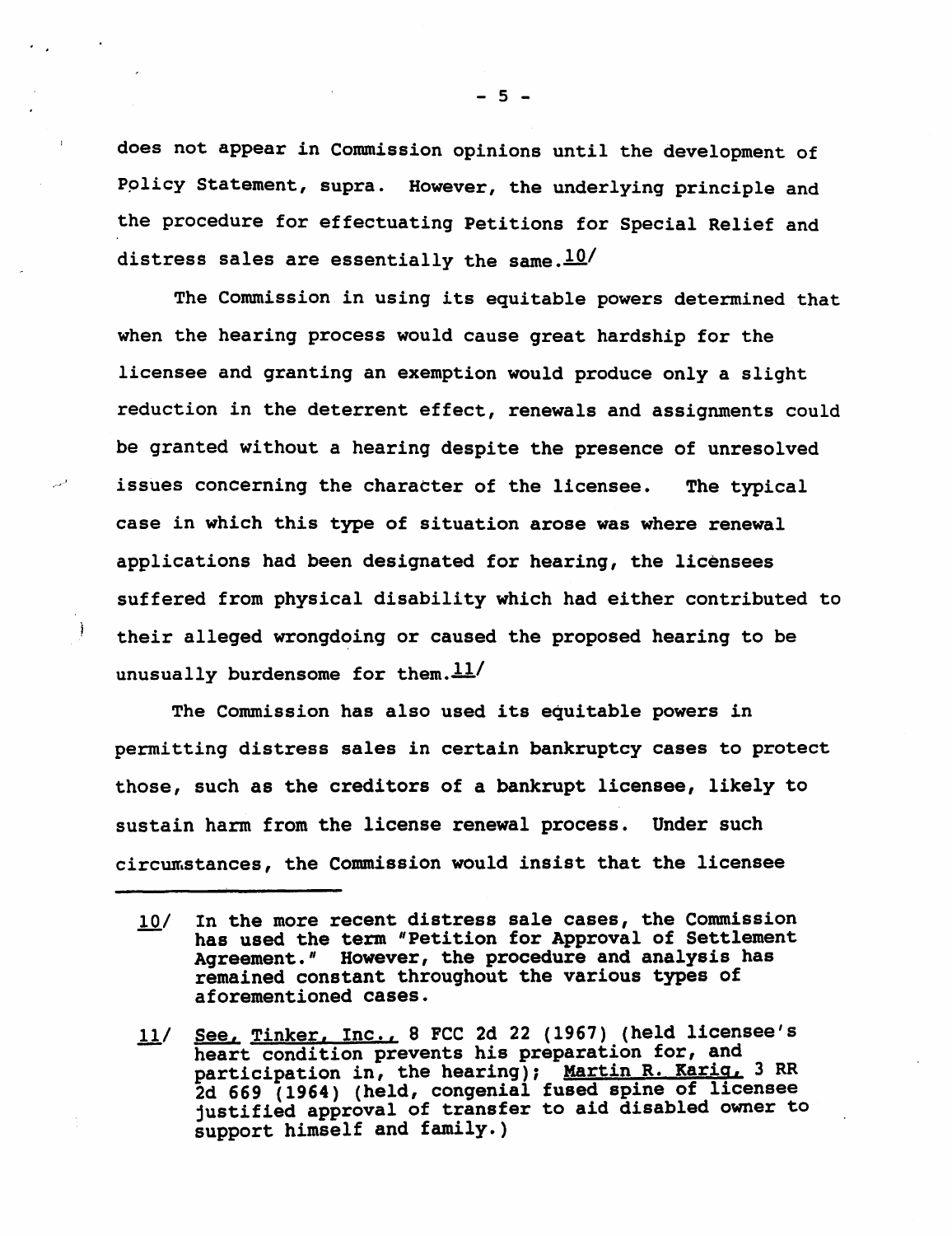does not appear in Commission opinions until the development of Policy Statement, supra. However, the underlying principle and the procedure for effectuating Petitions for Special Relief and distress sales are essentially the same.[10/]

The Commission in using its equitable powers determined that when the hearing process would cause great hardship for the licensee and granting an exemption would produce only a slight reduction in the deterrent effect, renewals and assignments could be granted without a hearing despite the presence of unresolved issues concerning the character of the licensee. The typical case in which this type of situation arose was where renewal applications had been designated for hearing, the licensees suffered from physical disability which had either contributed to their alleged wrongdoing or caused the proposed hearing to be unusually burdensome for them.[11/]

The Commission has also used its equitable powers in permitting distress sales in certain bankruptcy cases to protect those, such as the creditors of a bankrupt licensee, likely to sustain harm from the license renewal process. Under such circumstances, the Commission would insist that the licensee

---

10/ In the more recent distress sale cases, the Commission has used the term "Petition for Approval of Settlement Agreement." However, the procedure and analysis has remained constant throughout the various types of aforementioned cases.

11/ See, Tinker, Inc., 8 FCC 2d 22 (1967) (held licensee's heart condition prevents his preparation for, and participation in, the hearing); Martin R. Karig, 3 RR 2d 669 (1964) (held, congenial fused spine of licensee justified approval of transfer to aid disabled owner to support himself and family.)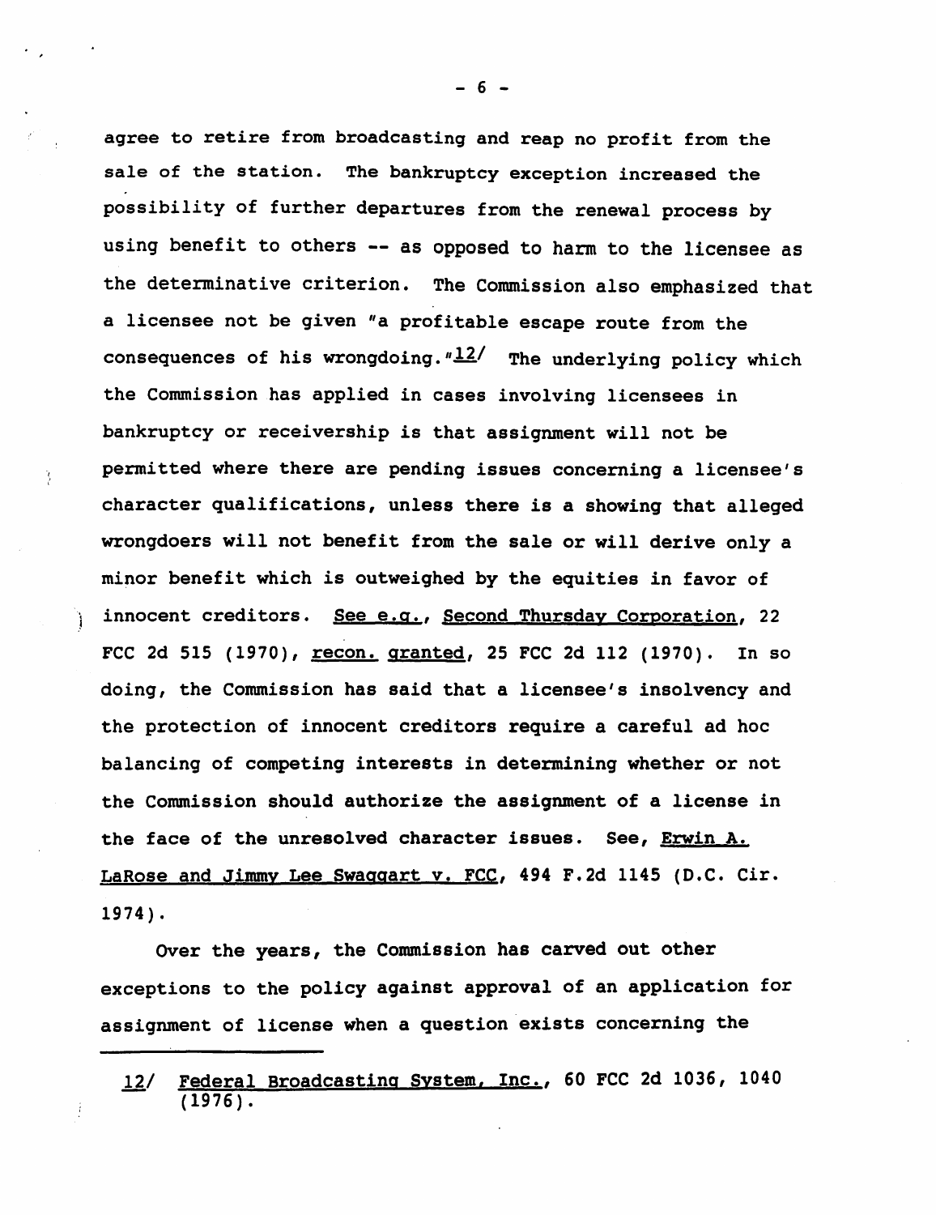agree to retire from broadcasting and reap no profit from the sale of the station. The bankruptcy exception increased the possibility of further departures from the renewal process by using benefit to others -- as opposed to harm to the licensee as the determinative criterion. The Commission also emphasized that a licensee not be given "a profitable escape route from the consequences of his wrongdoing."[12] The underlying policy which the Commission has applied in cases involving licensees in bankruptcy or receivership is that assignment will not be permitted where there are pending issues concerning a licensee's character qualifications, unless there is a showing that alleged wrongdoers will not benefit from the sale or will derive only a minor benefit which is outweighed by the equities in favor of innocent creditors. See e.g., Second Thursday Corporation, 22 FCC 2d 515 (1970), recon. granted, 25 FCC 2d 112 (1970). In so doing, the Commission has said that a licensee's insolvency and the protection of innocent creditors require a careful ad hoc balancing of competing interests in determining whether or not the Commission should authorize the assignment of a license in the face of the unresolved character issues. See, Erwin A. LaRose and Jimmy Lee Swaggart v. FCC, 494 F.2d 1145 (D.C. Cir. 1974).

Over the years, the Commission has carved out other exceptions to the policy against approval of an application for assignment of license when a question exists concerning the

---

12/ Federal Broadcasting System, Inc., 60 FCC 2d 1036, 1040 (1976).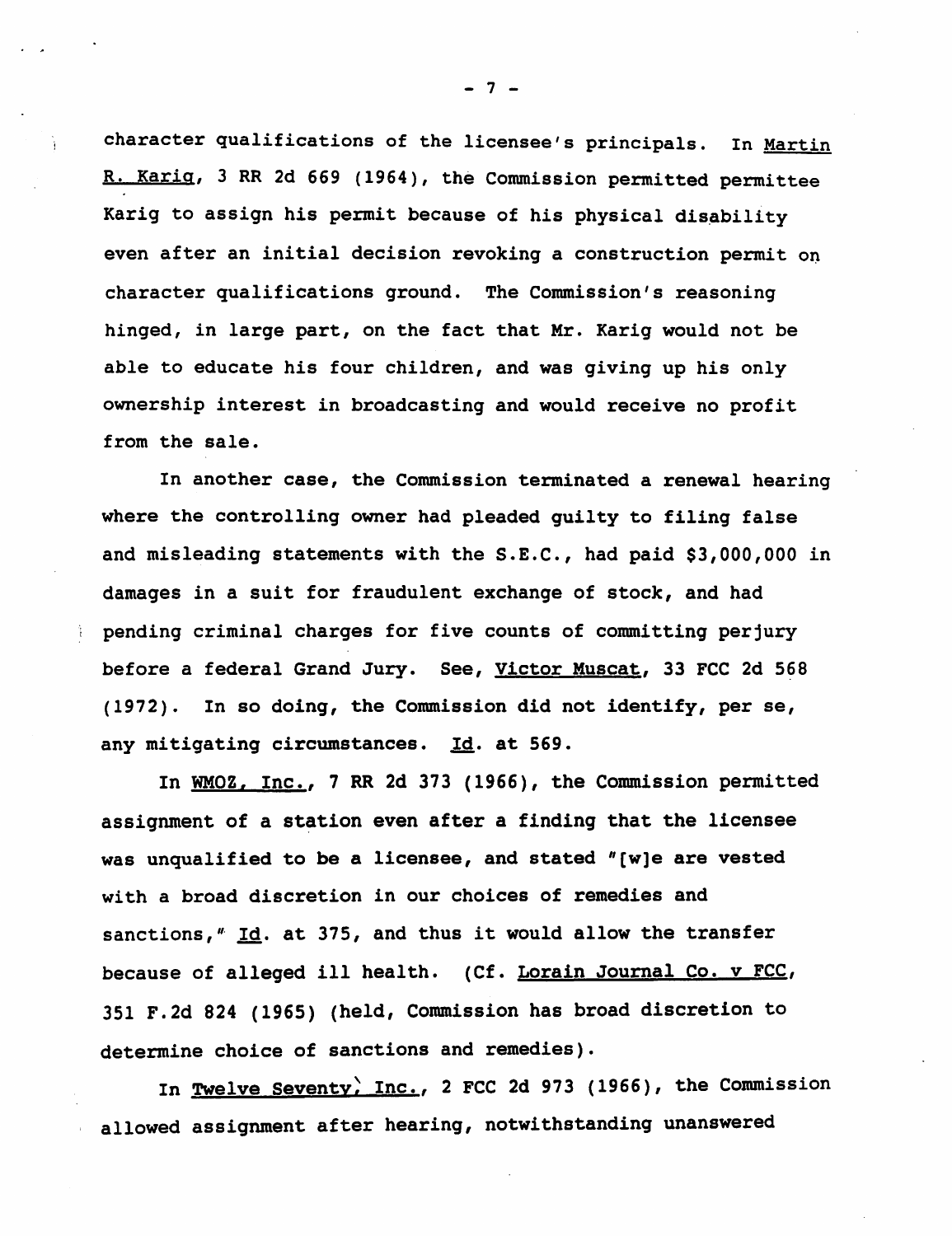character qualifications of the licensee's principals. In Martin R. Karig, 3 RR 2d 669 (1964), the Commission permitted permittee Karig to assign his permit because of his physical disability even after an initial decision revoking a construction permit on character qualifications ground. The Commission's reasoning hinged, in large part, on the fact that Mr. Karig would not be able to educate his four children, and was giving up his only ownership interest in broadcasting and would receive no profit from the sale.

In another case, the Commission terminated a renewal hearing where the controlling owner had pleaded guilty to filing false and misleading statements with the S.E.C., had paid $3,000,000 in damages in a suit for fraudulent exchange of stock, and had pending criminal charges for five counts of committing perjury before a federal Grand Jury. See, Victor Muscat, 33 FCC 2d 568 (1972). In so doing, the Commission did not identify, per se, any mitigating circumstances. Id. at 569.

In WMOZ, Inc., 7 RR 2d 373 (1966), the Commission permitted assignment of a station even after a finding that the licensee was unqualified to be a licensee, and stated "[w]e are vested with a broad discretion in our choices of remedies and sanctions," Id. at 375, and thus it would allow the transfer because of alleged ill health. (Cf. Lorain Journal Co. v FCC, 351 F.2d 824 (1965) (held, Commission has broad discretion to determine choice of sanctions and remedies).

In Twelve Seventy, Inc., 2 FCC 2d 973 (1966), the Commission allowed assignment after hearing, notwithstanding unanswered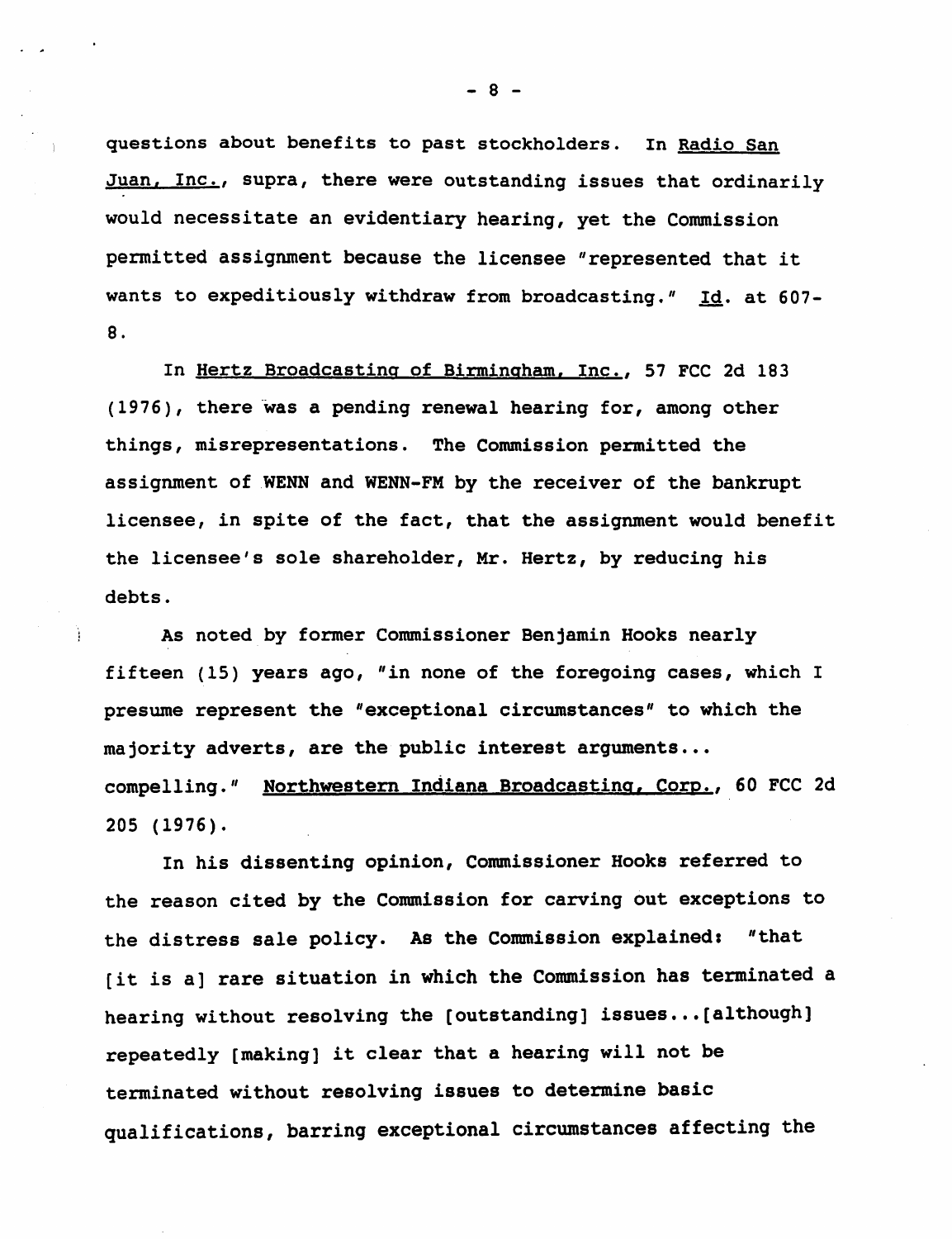questions about benefits to past stockholders. In _Radio San Juan, Inc._, supra, there were outstanding issues that ordinarily would necessitate an evidentiary hearing, yet the Commission permitted assignment because the licensee "represented that it wants to expeditiously withdraw from broadcasting." _Id_. at 607-8.

In _Hertz Broadcasting of Birmingham, Inc._, 57 FCC 2d 183 (1976), there was a pending renewal hearing for, among other things, misrepresentations. The Commission permitted the assignment of WENN and WENN-FM by the receiver of the bankrupt licensee, in spite of the fact, that the assignment would benefit the licensee's sole shareholder, Mr. Hertz, by reducing his debts.

As noted by former Commissioner Benjamin Hooks nearly fifteen (15) years ago, "in none of the foregoing cases, which I presume represent the "exceptional circumstances" to which the majority adverts, are the public interest arguments... compelling." _Northwestern Indiana Broadcasting, Corp._, 60 FCC 2d 205 (1976).

In his dissenting opinion, Commissioner Hooks referred to the reason cited by the Commission for carving out exceptions to the distress sale policy. As the Commission explained: "that [it is a] rare situation in which the Commission has terminated a hearing without resolving the [outstanding] issues...[although] repeatedly [making] it clear that a hearing will not be terminated without resolving issues to determine basic qualifications, barring exceptional circumstances affecting the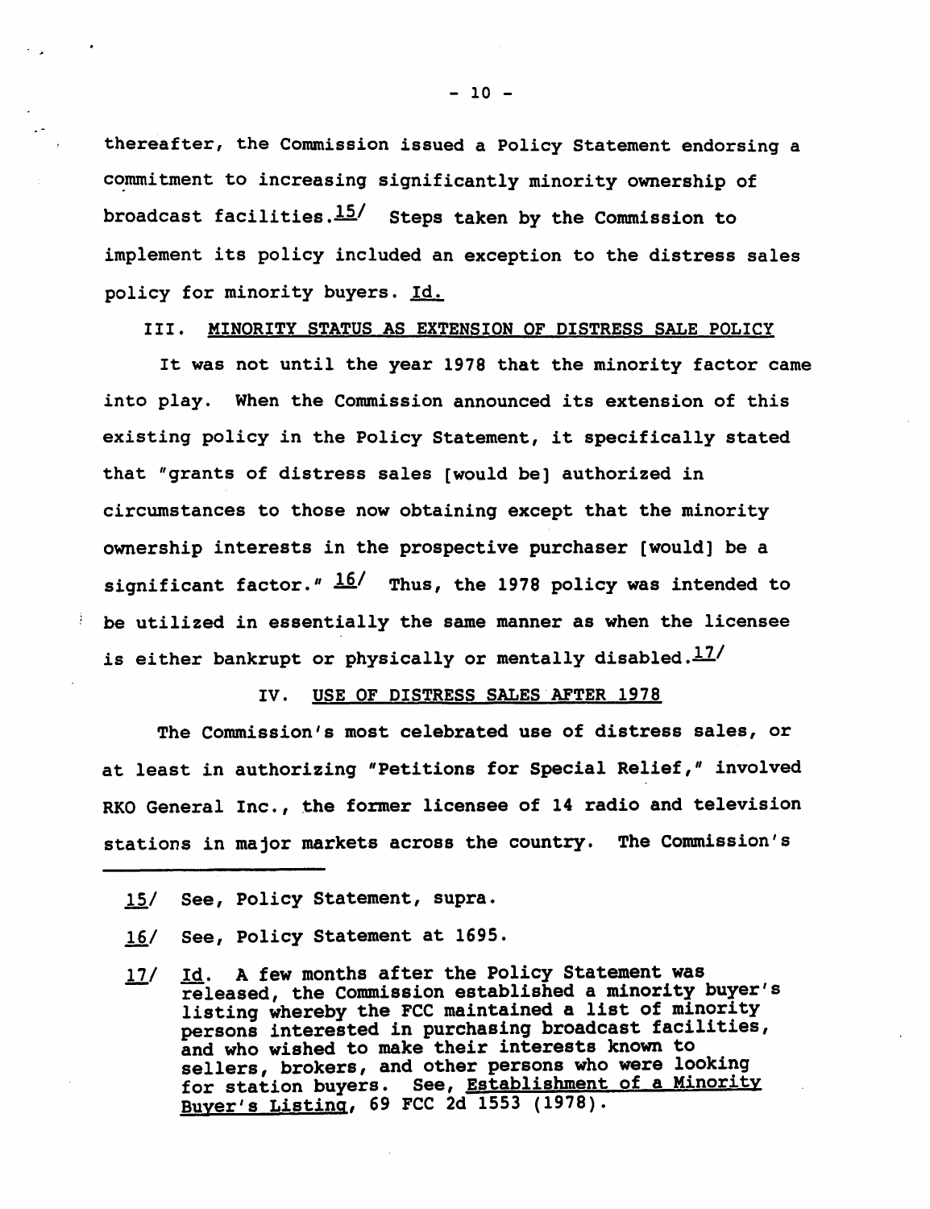thereafter, the Commission issued a Policy Statement endorsing a commitment to increasing significantly minority ownership of broadcast facilities.[15] Steps taken by the Commission to implement its policy included an exception to the distress sales policy for minority buyers. Id.

## III. MINORITY STATUS AS EXTENSION OF DISTRESS SALE POLICY

It was not until the year 1978 that the minority factor came into play. When the Commission announced its extension of this existing policy in the Policy Statement, it specifically stated that "grants of distress sales [would be] authorized in circumstances to those now obtaining except that the minority ownership interests in the prospective purchaser [would] be a significant factor." [16] Thus, the 1978 policy was intended to be utilized in essentially the same manner as when the licensee is either bankrupt or physically or mentally disabled.[17]

## IV. USE OF DISTRESS SALES AFTER 1978

The Commission's most celebrated use of distress sales, or at least in authorizing "Petitions for Special Relief," involved RKO General Inc., the former licensee of 14 radio and television stations in major markets across the country. The Commission's

---

15/ See, Policy Statement, supra.

16/ See, Policy Statement at 1695.

17/ Id. A few months after the Policy Statement was released, the Commission established a minority buyer's listing whereby the FCC maintained a list of minority persons interested in purchasing broadcast facilities, and who wished to make their interests known to sellers, brokers, and other persons who were looking for station buyers. See, Establishment of a Minority Buyer's Listing, 69 FCC 2d 1553 (1978).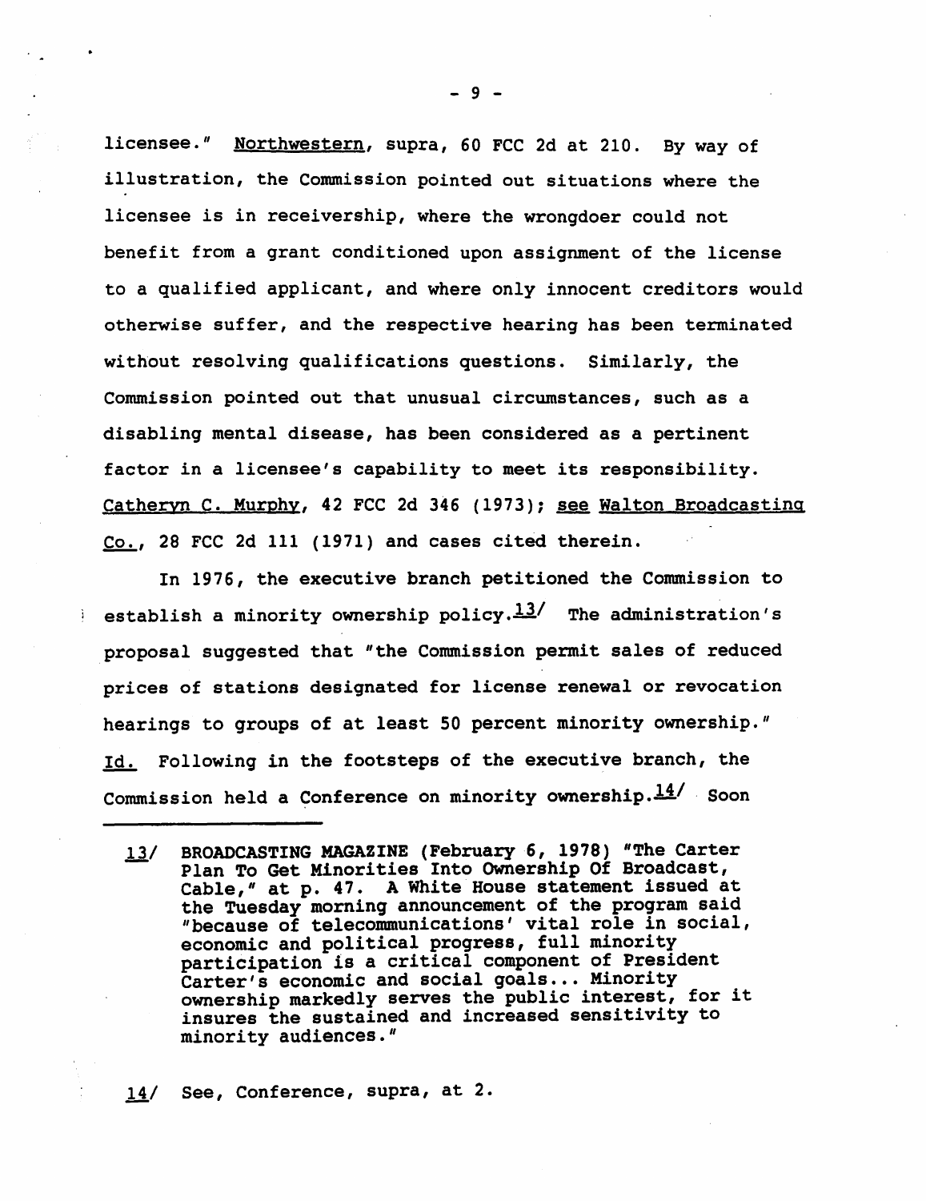licensee." Northwestern, supra, 60 FCC 2d at 210. By way of illustration, the Commission pointed out situations where the licensee is in receivership, where the wrongdoer could not benefit from a grant conditioned upon assignment of the license to a qualified applicant, and where only innocent creditors would otherwise suffer, and the respective hearing has been terminated without resolving qualifications questions. Similarly, the Commission pointed out that unusual circumstances, such as a disabling mental disease, has been considered as a pertinent factor in a licensee's capability to meet its responsibility. Catheryn C. Murphy, 42 FCC 2d 346 (1973); see Walton Broadcasting Co., 28 FCC 2d 111 (1971) and cases cited therein.

In 1976, the executive branch petitioned the Commission to establish a minority ownership policy.[13] The administration's proposal suggested that "the Commission permit sales of reduced prices of stations designated for license renewal or revocation hearings to groups of at least 50 percent minority ownership." Id. Following in the footsteps of the executive branch, the Commission held a Conference on minority ownership.[14] Soon

---

13/ BROADCASTING MAGAZINE (February 6, 1978) "The Carter Plan To Get Minorities Into Ownership Of Broadcast, Cable," at p. 47. A White House statement issued at the Tuesday morning announcement of the program said "because of telecommunications' vital role in social, economic and political progress, full minority participation is a critical component of President Carter's economic and social goals... Minority ownership markedly serves the public interest, for it insures the sustained and increased sensitivity to minority audiences."

14/ See, Conference, supra, at 2.